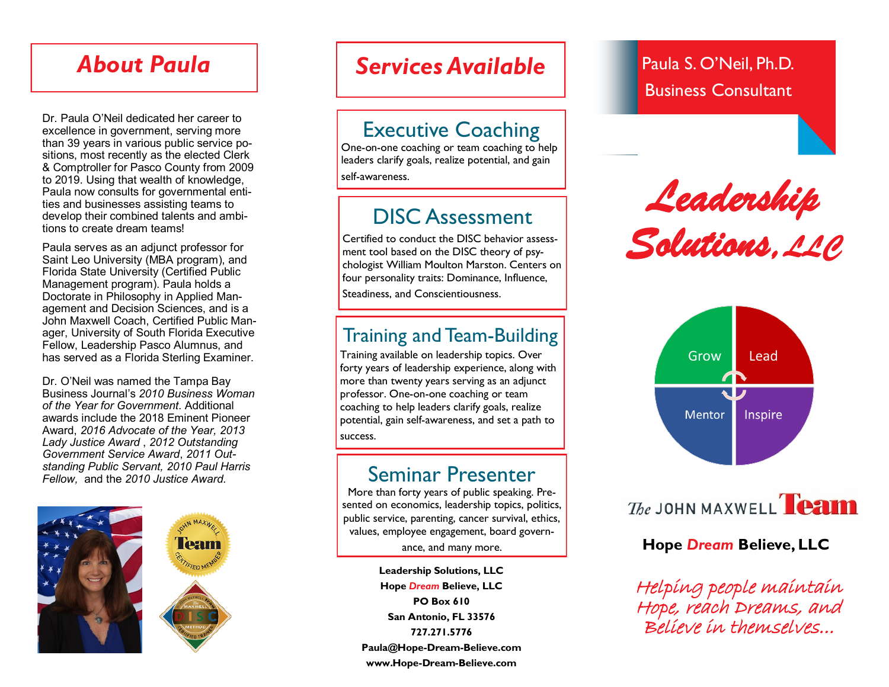# About Paula

Dr. Paula O'Neil dedicated her career to excellence in government, serving more than 39 years in various public service positions, most recently as the elected Clerk & Comptroller for Pasco County from 2009 to 2019. Using that wealth of knowledge, Paula now consults for governmental entities and businesses assisting teams to develop their combined talents and ambitions to create dream teams!

Paula serves as an adjunct professor for Saint Leo University (MBA program), and Florida State University (Certified Public Management program). Paula holds a Doctorate in Philosophy in Applied Management and Decision Sciences, and is a John Maxwell Coach, Certified Public Manager, University of South Florida Executive Fellow, Leadership Pasco Alumnus, and has served as a Florida Sterling Examiner.

Dr. O'Neil was named the Tampa Bay Business Journal's *2010 Business Woman of the Year for Government*. Additional awards include the 2018 Eminent Pioneer Award, *2016 Advocate of the Year, 2013 Lady Justice Award* , *2012 Outstanding Government Service Award*, *2011 Outstanding Public Servant, 2010 Paul Harris Fellow*, and the *2010 Justice Award.*

# Services Available

## Executive Coaching

One-on-one coaching or team coaching to help leaders clarify goals, realize potential, and gain self-awareness.

## DISC Assessment

Certified to conduct the DISC behavior assessment tool based on the DISC theory of psychologist William Moulton Marston. Centers on four personality traits: Dominance, Influence, Steadiness, and Conscientiousness.

## Training and Team-Building

Training available on leadership topics. Over forty years of leadership experience, along with more than twenty years serving as an adjunct professor. One-on-one coaching or team coaching to help leaders clarify goals, realize potential, gain self-awareness, and set a path to success.

## Seminar Presenter

More than forty years of public speaking. Presented on economics, leadership topics, politics, public service, parenting, cancer survival, ethics, values, employee engagement, board governance, and many more.

**Leadership Solutions, LLC**
**Hope *Dream* Believe, LLC**
**PO Box 610**
**San Antonio, FL 33576**
**727.271.5776**
**Paula@Hope-Dream-Believe.com**
**www.Hope-Dream-Believe.com**

Paula S. O'Neil, Ph.D.
Business Consultant

# *Leadership Solutions, LLC*

Grow | Lead | Mentor | Inspire

The JOHN MAXWELL Team

**Hope *Dream* Believe, LLC**

*Helping people maintain Hope, reach Dreams, and Believe in themselves...*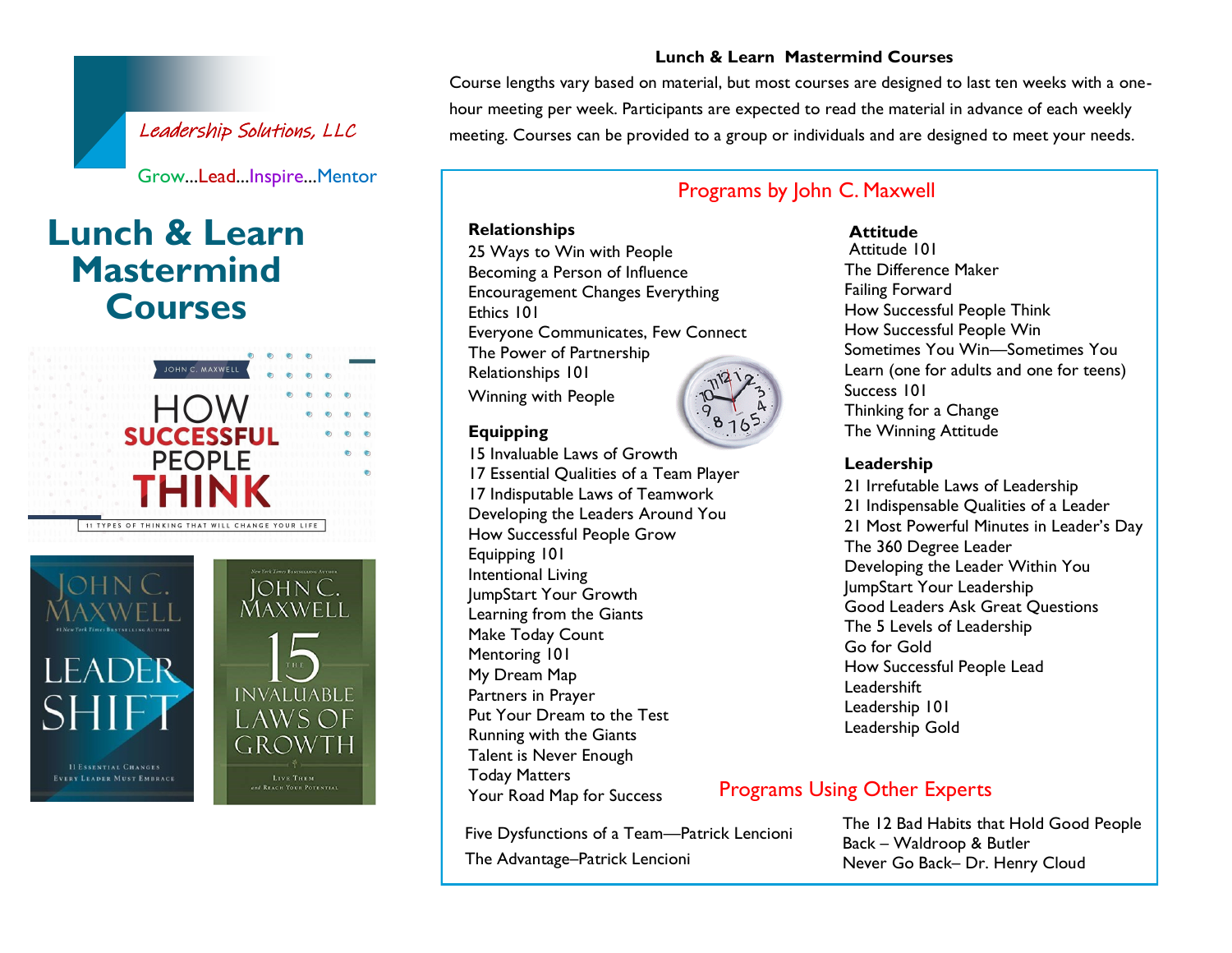Leadership Solutions, LLC

Grow...Lead...Inspire...Mentor

# Lunch & Learn Mastermind Courses

## Lunch & Learn Mastermind Courses

Course lengths vary based on material, but most courses are designed to last ten weeks with a one-hour meeting per week. Participants are expected to read the material in advance of each weekly meeting. Courses can be provided to a group or individuals and are designed to meet your needs.

## Programs by John C. Maxwell

**Relationships**

- 25 Ways to Win with People
- Becoming a Person of Influence
- Encouragement Changes Everything
- Ethics 101
- Everyone Communicates, Few Connect
- The Power of Partnership
- Relationships 101
- Winning with People

**Equipping**

- 15 Invaluable Laws of Growth
- 17 Essential Qualities of a Team Player
- 17 Indisputable Laws of Teamwork
- Developing the Leaders Around You
- How Successful People Grow
- Equipping 101
- Intentional Living
- JumpStart Your Growth
- Learning from the Giants
- Make Today Count
- Mentoring 101
- My Dream Map
- Partners in Prayer
- Put Your Dream to the Test
- Running with the Giants
- Talent is Never Enough
- Today Matters
- Your Road Map for Success

**Attitude**

- Attitude 101
- The Difference Maker
- Failing Forward
- How Successful People Think
- How Successful People Win
- Sometimes You Win—Sometimes You Learn (one for adults and one for teens)
- Success 101
- Thinking for a Change
- The Winning Attitude

**Leadership**

- 21 Irrefutable Laws of Leadership
- 21 Indispensable Qualities of a Leader
- 21 Most Powerful Minutes in Leader's Day
- The 360 Degree Leader
- Developing the Leader Within You
- JumpStart Your Leadership
- Good Leaders Ask Great Questions
- The 5 Levels of Leadership
- Go for Gold
- How Successful People Lead
- Leadershift
- Leadership 101
- Leadership Gold

## Programs Using Other Experts

- Five Dysfunctions of a Team—Patrick Lencioni
- The Advantage–Patrick Lencioni
- The 12 Bad Habits that Hold Good People Back – Waldroop & Butler
- Never Go Back– Dr. Henry Cloud